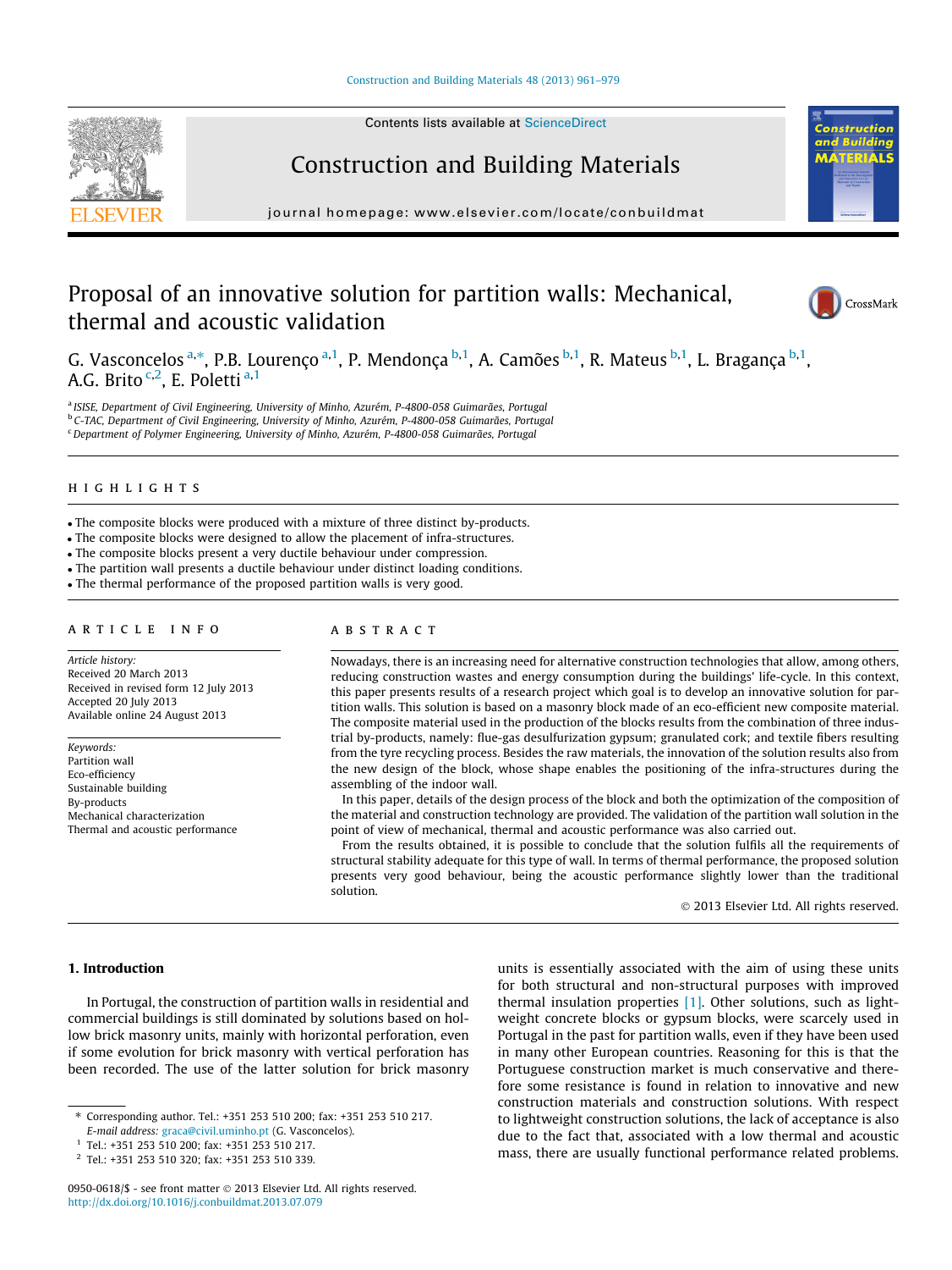# Proposal of an innovative solution for partition walls: Mechanical, thermal and acoustic validation

G. Vasconcelos [a,*], P.B. Lourenço [a,1], P. Mendonça [b,1], A. Camões [b,1], R. Mateus [b,1], L. Bragança [b,1], A.G. Brito [c,2], E. Poletti [a,1]

[a] ISISE, Department of Civil Engineering, University of Minho, Azurém, P-4800-058 Guimarães, Portugal
[b] C-TAC, Department of Civil Engineering, University of Minho, Azurém, P-4800-058 Guimarães, Portugal
[c] Department of Polymer Engineering, University of Minho, Azurém, P-4800-058 Guimarães, Portugal

## HIGHLIGHTS

- The composite blocks were produced with a mixture of three distinct by-products.
- The composite blocks were designed to allow the placement of infra-structures.
- The composite blocks present a very ductile behaviour under compression.
- The partition wall presents a ductile behaviour under distinct loading conditions.
- The thermal performance of the proposed partition walls is very good.

## ARTICLE INFO

*Article history:*
Received 20 March 2013
Received in revised form 12 July 2013
Accepted 20 July 2013
Available online 24 August 2013

*Keywords:*
Partition wall
Eco-efficiency
Sustainable building
By-products
Mechanical characterization
Thermal and acoustic performance

## ABSTRACT

Nowadays, there is an increasing need for alternative construction technologies that allow, among others, reducing construction wastes and energy consumption during the buildings' life-cycle. In this context, this paper presents results of a research project which goal is to develop an innovative solution for partition walls. This solution is based on a masonry block made of an eco-efficient new composite material. The composite material used in the production of the blocks results from the combination of three industrial by-products, namely: flue-gas desulfurization gypsum; granulated cork; and textile fibers resulting from the tyre recycling process. Besides the raw materials, the innovation of the solution results also from the new design of the block, whose shape enables the positioning of the infra-structures during the assembling of the indoor wall.

In this paper, details of the design process of the block and both the optimization of the composition of the material and construction technology are provided. The validation of the partition wall solution in the point of view of mechanical, thermal and acoustic performance was also carried out.

From the results obtained, it is possible to conclude that the solution fulfils all the requirements of structural stability adequate for this type of wall. In terms of thermal performance, the proposed solution presents very good behaviour, being the acoustic performance slightly lower than the traditional solution.

© 2013 Elsevier Ltd. All rights reserved.

## 1. Introduction

In Portugal, the construction of partition walls in residential and commercial buildings is still dominated by solutions based on hollow brick masonry units, mainly with horizontal perforation, even if some evolution for brick masonry with vertical perforation has been recorded. The use of the latter solution for brick masonry units is essentially associated with the aim of using these units for both structural and non-structural purposes with improved thermal insulation properties [1]. Other solutions, such as lightweight concrete blocks or gypsum blocks, were scarcely used in Portugal in the past for partition walls, even if they have been used in many other European countries. Reasoning for this is that the Portuguese construction market is much conservative and therefore some resistance is found in relation to innovative and new construction materials and construction solutions. With respect to lightweight construction solutions, the lack of acceptance is also due to the fact that, associated with a low thermal and acoustic mass, there are usually functional performance related problems.

* Corresponding author. Tel.: +351 253 510 200; fax: +351 253 510 217.
E-mail address: graca@civil.uminho.pt (G. Vasconcelos).
[1] Tel.: +351 253 510 200; fax: +351 253 510 217.
[2] Tel.: +351 253 510 320; fax: +351 253 510 339.

0950-0618/$ - see front matter © 2013 Elsevier Ltd. All rights reserved.
http://dx.doi.org/10.1016/j.conbuildmat.2013.07.079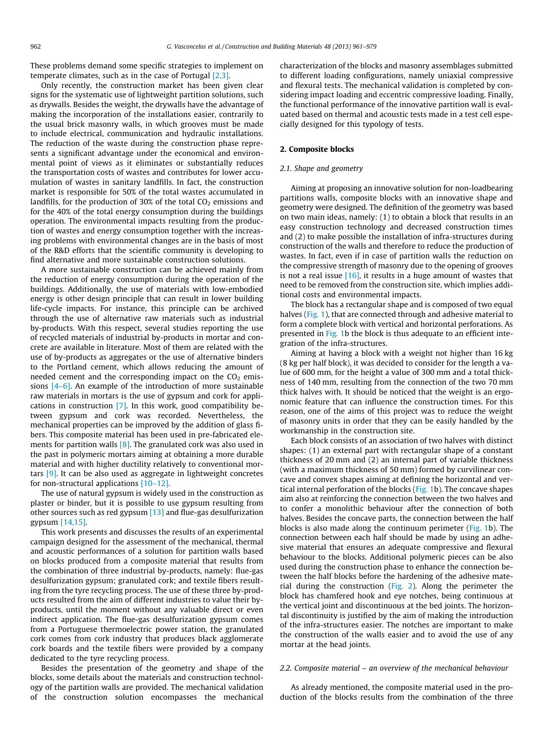These problems demand some specific strategies to implement on temperate climates, such as in the case of Portugal [2,3].

Only recently, the construction market has been given clear signs for the systematic use of lightweight partition solutions, such as drywalls. Besides the weight, the drywalls have the advantage of making the incorporation of the installations easier, contrarily to the usual brick masonry walls, in which grooves must be made to include electrical, communication and hydraulic installations. The reduction of the waste during the construction phase represents a significant advantage under the economical and environmental point of views as it eliminates or substantially reduces the transportation costs of wastes and contributes for lower accumulation of wastes in sanitary landfills. In fact, the construction market is responsible for 50% of the total wastes accumulated in landfills, for the production of 30% of the total $CO_2$ emissions and for the 40% of the total energy consumption during the buildings operation. The environmental impacts resulting from the production of wastes and energy consumption together with the increasing problems with environmental changes are in the basis of most of the R&D efforts that the scientific community is developing to find alternative and more sustainable construction solutions.

A more sustainable construction can be achieved mainly from the reduction of energy consumption during the operation of the buildings. Additionally, the use of materials with low-embodied energy is other design principle that can result in lower building life-cycle impacts. For instance, this principle can be archived through the use of alternative raw materials such as industrial by-products. With this respect, several studies reporting the use of recycled materials of industrial by-products in mortar and concrete are available in literature. Most of them are related with the use of by-products as aggregates or the use of alternative binders to the Portland cement, which allows reducing the amount of needed cement and the corresponding impact on the $CO_2$ emissions [4–6]. An example of the introduction of more sustainable raw materials in mortars is the use of gypsum and cork for applications in construction [7]. In this work, good compatibility between gypsum and cork was recorded. Nevertheless, the mechanical properties can be improved by the addition of glass fibers. This composite material has been used in pre-fabricated elements for partition walls [8]. The granulated cork was also used in the past in polymeric mortars aiming at obtaining a more durable material and with higher ductility relatively to conventional mortars [9]. It can be also used as aggregate in lightweight concretes for non-structural applications [10–12].

The use of natural gypsum is widely used in the construction as plaster or binder, but it is possible to use gypsum resulting from other sources such as red gypsum [13] and flue-gas desulfurization gypsum [14,15].

This work presents and discusses the results of an experimental campaign designed for the assessment of the mechanical, thermal and acoustic performances of a solution for partition walls based on blocks produced from a composite material that results from the combination of three industrial by-products, namely: flue-gas desulfurization gypsum; granulated cork; and textile fibers resulting from the tyre recycling process. The use of these three by-products resulted from the aim of different industries to value their by-products, until the moment without any valuable direct or even indirect application. The flue-gas desulfurization gypsum comes from a Portuguese thermoelectric power station, the granulated cork comes from cork industry that produces black agglomerate cork boards and the textile fibers were provided by a company dedicated to the tyre recycling process.

Besides the presentation of the geometry and shape of the blocks, some details about the materials and construction technology of the partition walls are provided. The mechanical validation of the construction solution encompasses the mechanical characterization of the blocks and masonry assemblages submitted to different loading configurations, namely uniaxial compressive and flexural tests. The mechanical validation is completed by considering impact loading and eccentric compressive loading. Finally, the functional performance of the innovative partition wall is evaluated based on thermal and acoustic tests made in a test cell especially designed for this typology of tests.

## 2. Composite blocks

### 2.1. Shape and geometry

Aiming at proposing an innovative solution for non-loadbearing partitions walls, composite blocks with an innovative shape and geometry were designed. The definition of the geometry was based on two main ideas, namely: (1) to obtain a block that results in an easy construction technology and decreased construction times and (2) to make possible the installation of infra-structures during construction of the walls and therefore to reduce the production of wastes. In fact, even if in case of partition walls the reduction on the compressive strength of masonry due to the opening of grooves is not a real issue [16], it results in a huge amount of wastes that need to be removed from the construction site, which implies additional costs and environmental impacts.

The block has a rectangular shape and is composed of two equal halves (Fig. 1), that are connected through and adhesive material to form a complete block with vertical and horizontal perforations. As presented in Fig. 1b the block is thus adequate to an efficient integration of the infra-structures.

Aiming at having a block with a weight not higher than 16 kg (8 kg per half block), it was decided to consider for the length a value of 600 mm, for the height a value of 300 mm and a total thickness of 140 mm, resulting from the connection of the two 70 mm thick halves with. It should be noticed that the weight is an ergonomic feature that can influence the construction times. For this reason, one of the aims of this project was to reduce the weight of masonry units in order that they can be easily handled by the workmanship in the construction site.

Each block consists of an association of two halves with distinct shapes: (1) an external part with rectangular shape of a constant thickness of 20 mm and (2) an internal part of variable thickness (with a maximum thickness of 50 mm) formed by curvilinear concave and convex shapes aiming at defining the horizontal and vertical internal perforation of the blocks (Fig. 1b). The concave shapes aim also at reinforcing the connection between the two halves and to confer a monolithic behaviour after the connection of both halves. Besides the concave parts, the connection between the half blocks is also made along the continuum perimeter (Fig. 1b). The connection between each half should be made by using an adhesive material that ensures an adequate compressive and flexural behaviour to the blocks. Additional polymeric pieces can be also used during the construction phase to enhance the connection between the half blocks before the hardening of the adhesive material during the construction (Fig. 2). Along the perimeter the block has chamfered hook and eye notches, being continuous at the vertical joint and discontinuous at the bed joints. The horizontal discontinuity is justified by the aim of making the introduction of the infra-structures easier. The notches are important to make the construction of the walls easier and to avoid the use of any mortar at the head joints.

### 2.2. Composite material – an overview of the mechanical behaviour

As already mentioned, the composite material used in the production of the blocks results from the combination of the three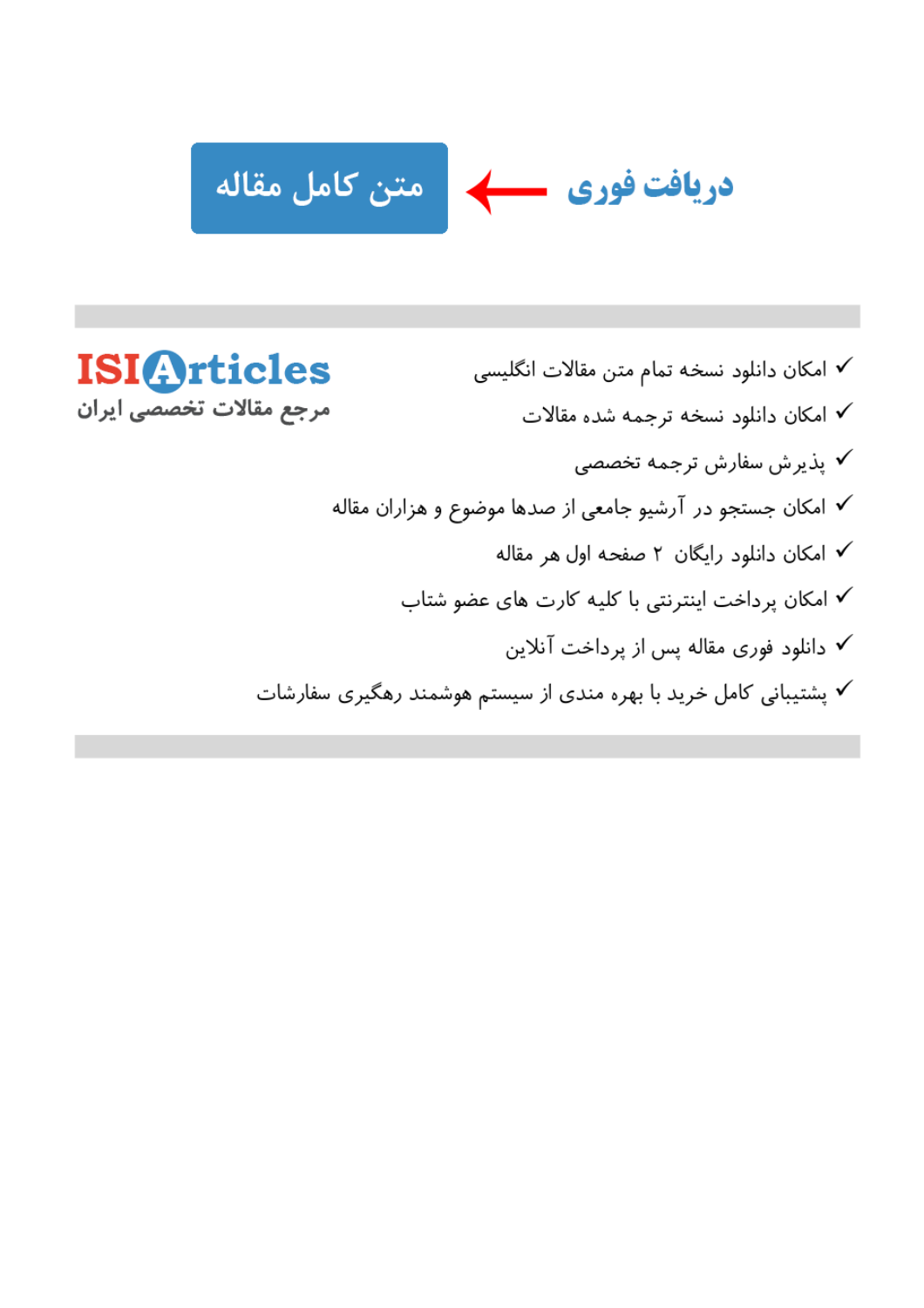دریافت فوری ← متن کامل مقاله

**ISIArticles**
مرجع مقالات تخصصی ایران

- ✓ امکان دانلود نسخه تمام متن مقالات انگلیسی
- ✓ امکان دانلود نسخه ترجمه شده مقالات
- ✓ پذیرش سفارش ترجمه تخصصی
- ✓ امکان جستجو در آرشیو جامعی از صدها موضوع و هزاران مقاله
- ✓ امکان دانلود رایگان ۲ صفحه اول هر مقاله
- ✓ امکان پرداخت اینترنتی با کلیه کارت های عضو شتاب
- ✓ دانلود فوری مقاله پس از پرداخت آنلاین
- ✓ پشتیبانی کامل خرید با بهره مندی از سیستم هوشمند رهگیری سفارشات